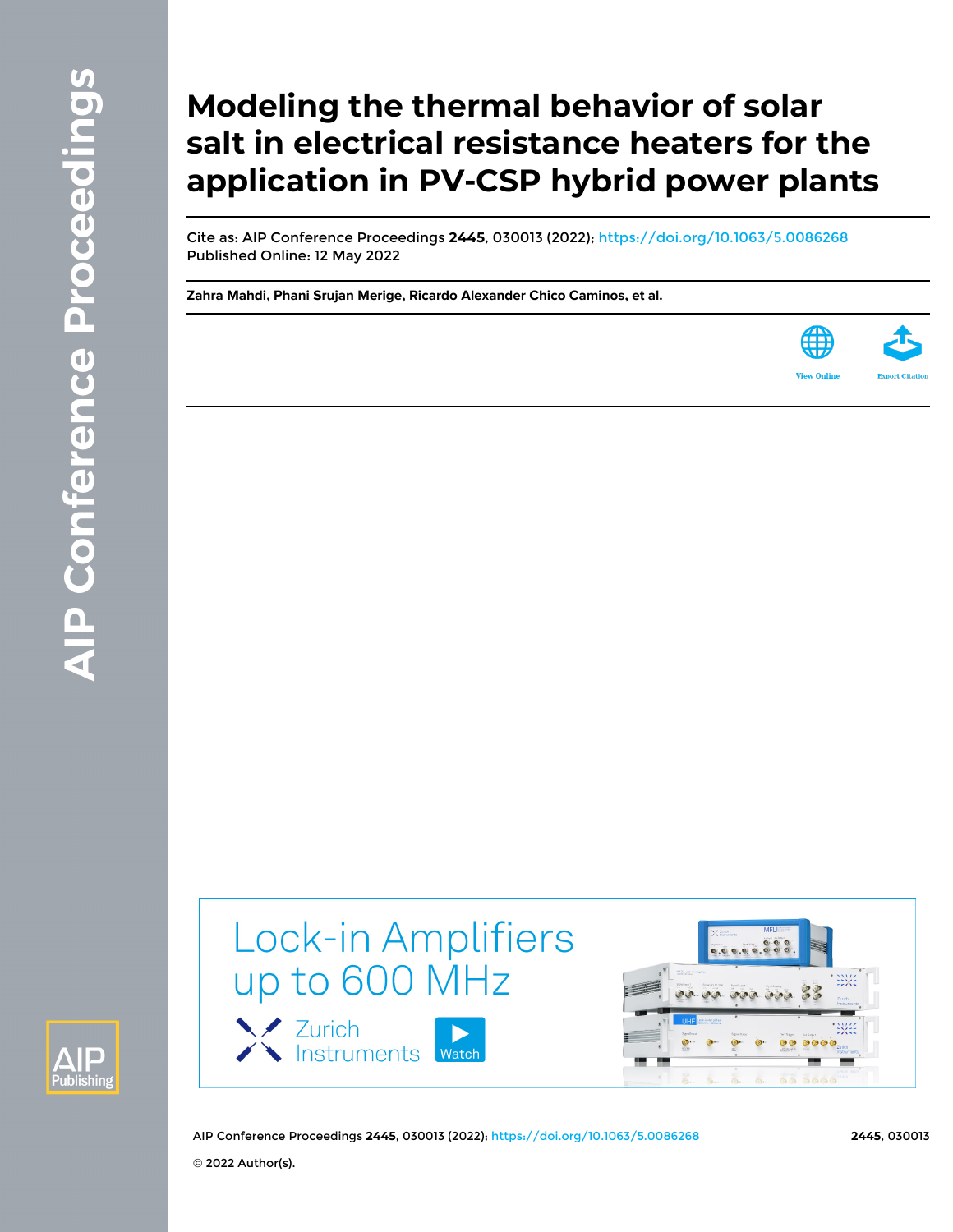# Modeling the thermal behavior of solar salt in electrical resistance heaters for the application in PV-CSP hybrid power plants

Cite as: AIP Conference Proceedings **2445**, 030013 (2022); https://doi.org/10.1063/5.0086268
Published Online: 12 May 2022

**Zahra Mahdi, Phani Srujan Merige, Ricardo Alexander Chico Caminos, et al.**

© 2022 Author(s).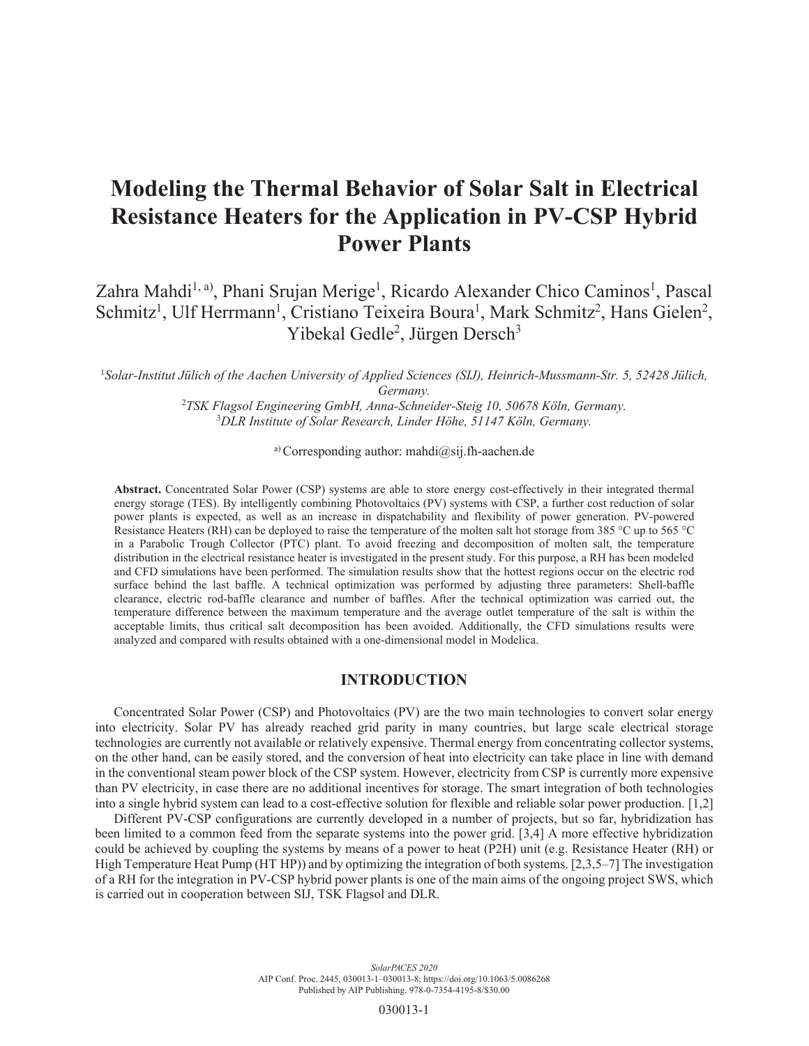# Modeling the Thermal Behavior of Solar Salt in Electrical Resistance Heaters for the Application in PV-CSP Hybrid Power Plants

Zahra Mahdi[1, a)], Phani Srujan Merige[1], Ricardo Alexander Chico Caminos[1], Pascal Schmitz[1], Ulf Herrmann[1], Cristiano Teixeira Boura[1], Mark Schmitz[2], Hans Gielen[2], Yibekal Gedle[2], Jürgen Dersch[3]

[1]*Solar-Institut Jülich of the Aachen University of Applied Sciences (SIJ), Heinrich-Mussmann-Str. 5, 52428 Jülich, Germany.*
[2]*TSK Flagsol Engineering GmbH, Anna-Schneider-Steig 10, 50678 Köln, Germany.*
[3]*DLR Institute of Solar Research, Linder Höhe, 51147 Köln, Germany.*

[a)] Corresponding author: mahdi@sij.fh-aachen.de

**Abstract.** Concentrated Solar Power (CSP) systems are able to store energy cost-effectively in their integrated thermal energy storage (TES). By intelligently combining Photovoltaics (PV) systems with CSP, a further cost reduction of solar power plants is expected, as well as an increase in dispatchability and flexibility of power generation. PV-powered Resistance Heaters (RH) can be deployed to raise the temperature of the molten salt hot storage from 385 °C up to 565 °C in a Parabolic Trough Collector (PTC) plant. To avoid freezing and decomposition of molten salt, the temperature distribution in the electrical resistance heater is investigated in the present study. For this purpose, a RH has been modeled and CFD simulations have been performed. The simulation results show that the hottest regions occur on the electric rod surface behind the last baffle. A technical optimization was performed by adjusting three parameters: Shell-baffle clearance, electric rod-baffle clearance and number of baffles. After the technical optimization was carried out, the temperature difference between the maximum temperature and the average outlet temperature of the salt is within the acceptable limits, thus critical salt decomposition has been avoided. Additionally, the CFD simulations results were analyzed and compared with results obtained with a one-dimensional model in Modelica.

## INTRODUCTION

Concentrated Solar Power (CSP) and Photovoltaics (PV) are the two main technologies to convert solar energy into electricity. Solar PV has already reached grid parity in many countries, but large scale electrical storage technologies are currently not available or relatively expensive. Thermal energy from concentrating collector systems, on the other hand, can be easily stored, and the conversion of heat into electricity can take place in line with demand in the conventional steam power block of the CSP system. However, electricity from CSP is currently more expensive than PV electricity, in case there are no additional incentives for storage. The smart integration of both technologies into a single hybrid system can lead to a cost-effective solution for flexible and reliable solar power production. [1,2]

Different PV-CSP configurations are currently developed in a number of projects, but so far, hybridization has been limited to a common feed from the separate systems into the power grid. [3,4] A more effective hybridization could be achieved by coupling the systems by means of a power to heat (P2H) unit (e.g. Resistance Heater (RH) or High Temperature Heat Pump (HT HP)) and by optimizing the integration of both systems. [2,3,5–7] The investigation of a RH for the integration in PV-CSP hybrid power plants is one of the main aims of the ongoing project SWS, which is carried out in cooperation between SIJ, TSK Flagsol and DLR.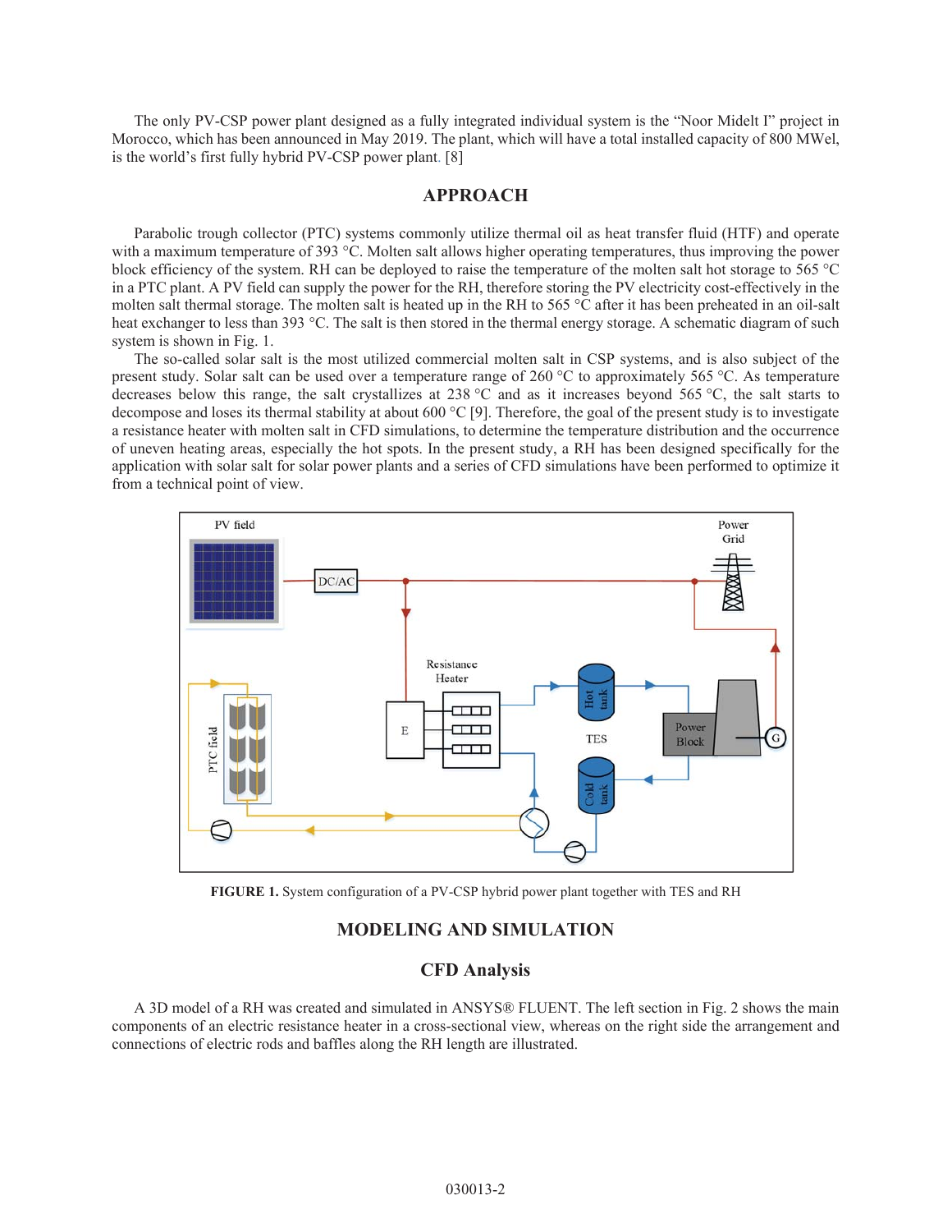The only PV-CSP power plant designed as a fully integrated individual system is the "Noor Midelt I" project in Morocco, which has been announced in May 2019. The plant, which will have a total installed capacity of 800 MWel, is the world's first fully hybrid PV-CSP power plant. [8]

## APPROACH

Parabolic trough collector (PTC) systems commonly utilize thermal oil as heat transfer fluid (HTF) and operate with a maximum temperature of 393 °C. Molten salt allows higher operating temperatures, thus improving the power block efficiency of the system. RH can be deployed to raise the temperature of the molten salt hot storage to 565 °C in a PTC plant. A PV field can supply the power for the RH, therefore storing the PV electricity cost-effectively in the molten salt thermal storage. The molten salt is heated up in the RH to 565 °C after it has been preheated in an oil-salt heat exchanger to less than 393 °C. The salt is then stored in the thermal energy storage. A schematic diagram of such system is shown in Fig. 1.

The so-called solar salt is the most utilized commercial molten salt in CSP systems, and is also subject of the present study. Solar salt can be used over a temperature range of 260 °C to approximately 565 °C. As temperature decreases below this range, the salt crystallizes at 238 °C and as it increases beyond 565 °C, the salt starts to decompose and loses its thermal stability at about 600 °C [9]. Therefore, the goal of the present study is to investigate a resistance heater with molten salt in CFD simulations, to determine the temperature distribution and the occurrence of uneven heating areas, especially the hot spots. In the present study, a RH has been designed specifically for the application with solar salt for solar power plants and a series of CFD simulations have been performed to optimize it from a technical point of view.

**FIGURE 1.** System configuration of a PV-CSP hybrid power plant together with TES and RH

## MODELING AND SIMULATION

### CFD Analysis

A 3D model of a RH was created and simulated in ANSYS® FLUENT. The left section in Fig. 2 shows the main components of an electric resistance heater in a cross-sectional view, whereas on the right side the arrangement and connections of electric rods and baffles along the RH length are illustrated.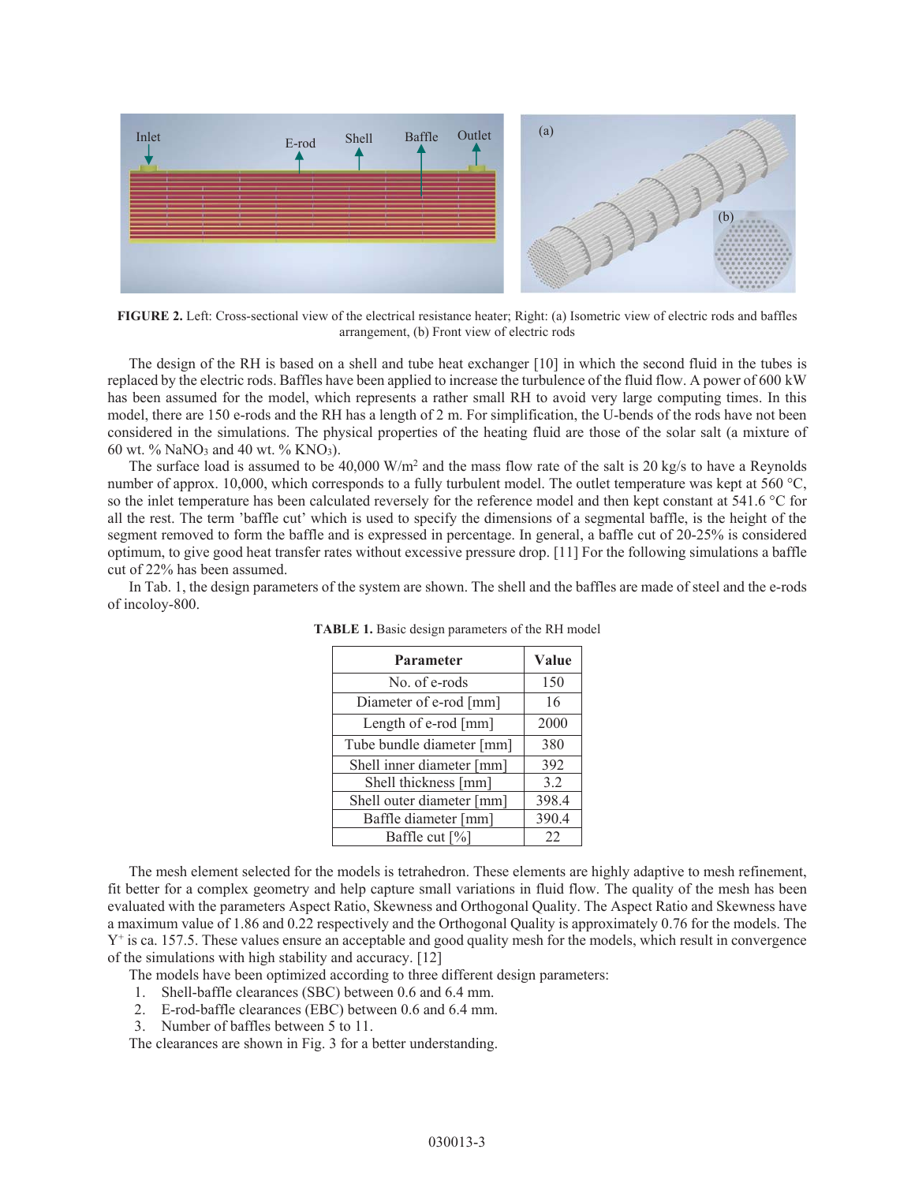FIGURE 2. Left: Cross-sectional view of the electrical resistance heater; Right: (a) Isometric view of electric rods and baffles arrangement, (b) Front view of electric rods

The design of the RH is based on a shell and tube heat exchanger [10] in which the second fluid in the tubes is replaced by the electric rods. Baffles have been applied to increase the turbulence of the fluid flow. A power of 600 kW has been assumed for the model, which represents a rather small RH to avoid very large computing times. In this model, there are 150 e-rods and the RH has a length of 2 m. For simplification, the U-bends of the rods have not been considered in the simulations. The physical properties of the heating fluid are those of the solar salt (a mixture of 60 wt. % $NaNO_3$ and 40 wt. % $KNO_3$).

The surface load is assumed to be 40,000 W/m$^2$ and the mass flow rate of the salt is 20 kg/s to have a Reynolds number of approx. 10,000, which corresponds to a fully turbulent model. The outlet temperature was kept at 560 °C, so the inlet temperature has been calculated reversely for the reference model and then kept constant at 541.6 °C for all the rest. The term 'baffle cut' which is used to specify the dimensions of a segmental baffle, is the height of the segment removed to form the baffle and is expressed in percentage. In general, a baffle cut of 20-25% is considered optimum, to give good heat transfer rates without excessive pressure drop. [11] For the following simulations a baffle cut of 22% has been assumed.

In Tab. 1, the design parameters of the system are shown. The shell and the baffles are made of steel and the e-rods of incoloy-800.

**TABLE 1.** Basic design parameters of the RH model

| Parameter | Value |
|---|---|
| No. of e-rods | 150 |
| Diameter of e-rod [mm] | 16 |
| Length of e-rod [mm] | 2000 |
| Tube bundle diameter [mm] | 380 |
| Shell inner diameter [mm] | 392 |
| Shell thickness [mm] | 3.2 |
| Shell outer diameter [mm] | 398.4 |
| Baffle diameter [mm] | 390.4 |
| Baffle cut [%] | 22 |

The mesh element selected for the models is tetrahedron. These elements are highly adaptive to mesh refinement, fit better for a complex geometry and help capture small variations in fluid flow. The quality of the mesh has been evaluated with the parameters Aspect Ratio, Skewness and Orthogonal Quality. The Aspect Ratio and Skewness have a maximum value of 1.86 and 0.22 respectively and the Orthogonal Quality is approximately 0.76 for the models. The $Y^+$ is ca. 157.5. These values ensure an acceptable and good quality mesh for the models, which result in convergence of the simulations with high stability and accuracy. [12]

The models have been optimized according to three different design parameters:

1. Shell-baffle clearances (SBC) between 0.6 and 6.4 mm.
2. E-rod-baffle clearances (EBC) between 0.6 and 6.4 mm.
3. Number of baffles between 5 to 11.

The clearances are shown in Fig. 3 for a better understanding.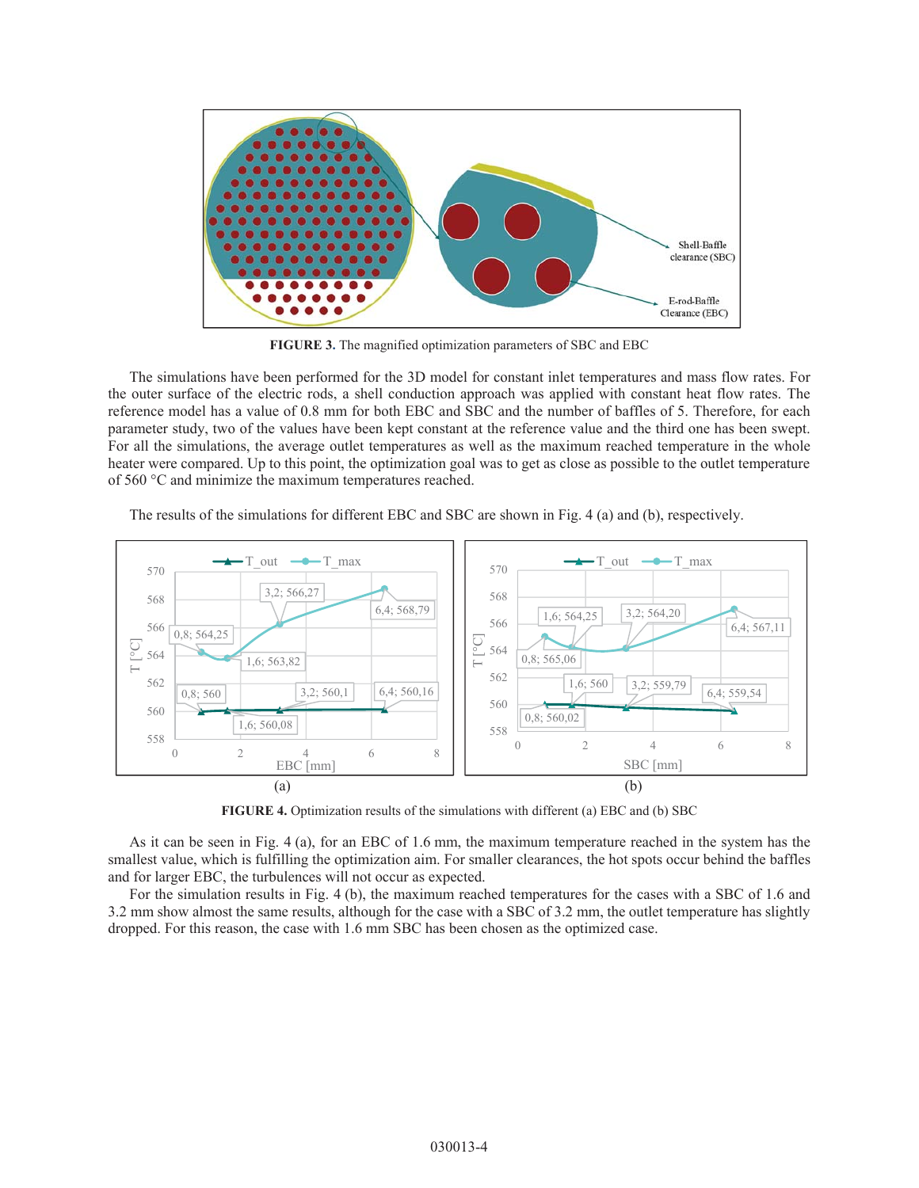**FIGURE 3.** The magnified optimization parameters of SBC and EBC

The simulations have been performed for the 3D model for constant inlet temperatures and mass flow rates. For the outer surface of the electric rods, a shell conduction approach was applied with constant heat flow rates. The reference model has a value of 0.8 mm for both EBC and SBC and the number of baffles of 5. Therefore, for each parameter study, two of the values have been kept constant at the reference value and the third one has been swept. For all the simulations, the average outlet temperatures as well as the maximum reached temperature in the whole heater were compared. Up to this point, the optimization goal was to get as close as possible to the outlet temperature of 560 °C and minimize the maximum temperatures reached.

The results of the simulations for different EBC and SBC are shown in Fig. 4 (a) and (b), respectively.

**FIGURE 4.** Optimization results of the simulations with different (a) EBC and (b) SBC

As it can be seen in Fig. 4 (a), for an EBC of 1.6 mm, the maximum temperature reached in the system has the smallest value, which is fulfilling the optimization aim. For smaller clearances, the hot spots occur behind the baffles and for larger EBC, the turbulences will not occur as expected.

For the simulation results in Fig. 4 (b), the maximum reached temperatures for the cases with a SBC of 1.6 and 3.2 mm show almost the same results, although for the case with a SBC of 3.2 mm, the outlet temperature has slightly dropped. For this reason, the case with 1.6 mm SBC has been chosen as the optimized case.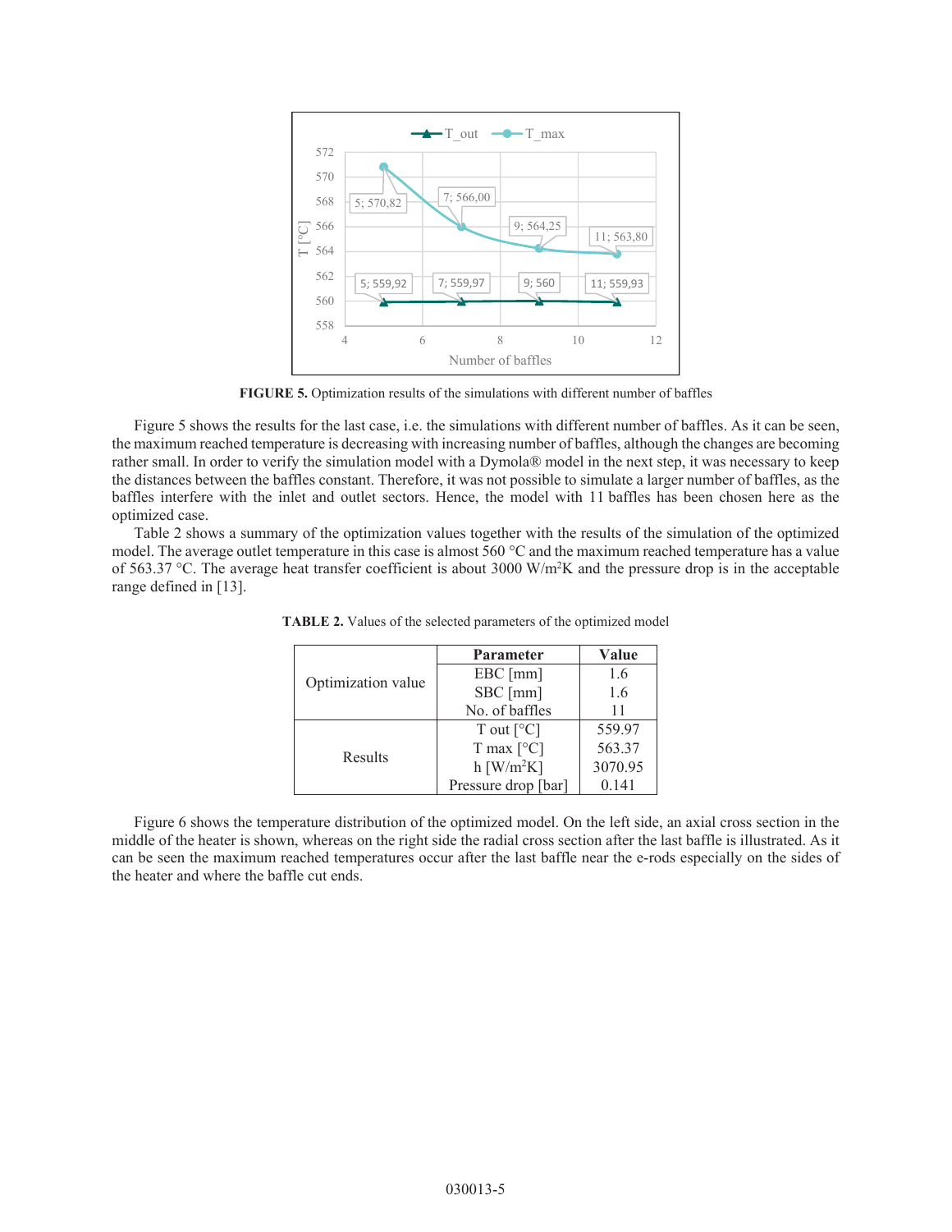FIGURE 5. Optimization results of the simulations with different number of baffles

Figure 5 shows the results for the last case, i.e. the simulations with different number of baffles. As it can be seen, the maximum reached temperature is decreasing with increasing number of baffles, although the changes are becoming rather small. In order to verify the simulation model with a Dymola® model in the next step, it was necessary to keep the distances between the baffles constant. Therefore, it was not possible to simulate a larger number of baffles, as the baffles interfere with the inlet and outlet sectors. Hence, the model with 11 baffles has been chosen here as the optimized case.

Table 2 shows a summary of the optimization values together with the results of the simulation of the optimized model. The average outlet temperature in this case is almost 560 °C and the maximum reached temperature has a value of 563.37 °C. The average heat transfer coefficient is about 3000 W/m$^2$K and the pressure drop is in the acceptable range defined in [13].

**TABLE 2.** Values of the selected parameters of the optimized model

| | Parameter | Value |
|---|---|---|
| Optimization value | EBC [mm] | 1.6 |
| | SBC [mm] | 1.6 |
| | No. of baffles | 11 |
| Results | T out [°C] | 559.97 |
| | T max [°C] | 563.37 |
| | h [W/m$^2$K] | 3070.95 |
| | Pressure drop [bar] | 0.141 |

Figure 6 shows the temperature distribution of the optimized model. On the left side, an axial cross section in the middle of the heater is shown, whereas on the right side the radial cross section after the last baffle is illustrated. As it can be seen the maximum reached temperatures occur after the last baffle near the e-rods especially on the sides of the heater and where the baffle cut ends.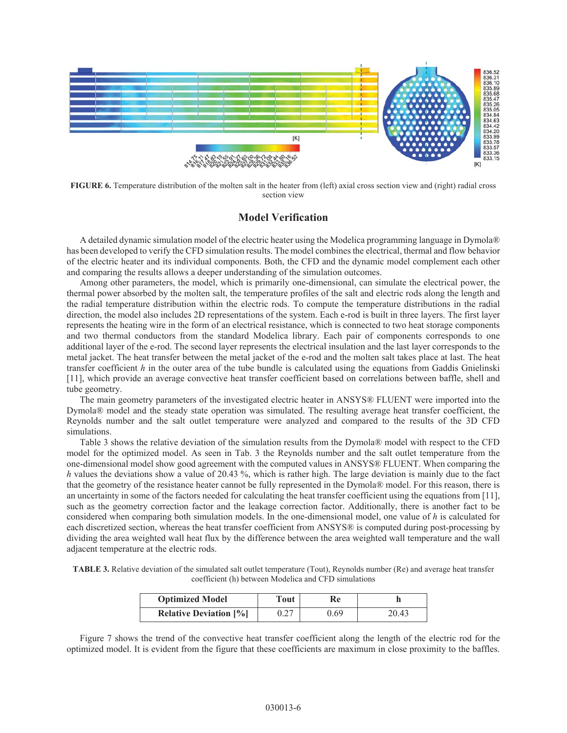FIGURE 6. Temperature distribution of the molten salt in the heater from (left) axial cross section view and (right) radial cross section view

## Model Verification

A detailed dynamic simulation model of the electric heater using the Modelica programming language in Dymola® has been developed to verify the CFD simulation results. The model combines the electrical, thermal and flow behavior of the electric heater and its individual components. Both, the CFD and the dynamic model complement each other and comparing the results allows a deeper understanding of the simulation outcomes.

Among other parameters, the model, which is primarily one-dimensional, can simulate the electrical power, the thermal power absorbed by the molten salt, the temperature profiles of the salt and electric rods along the length and the radial temperature distribution within the electric rods. To compute the temperature distributions in the radial direction, the model also includes 2D representations of the system. Each e-rod is built in three layers. The first layer represents the heating wire in the form of an electrical resistance, which is connected to two heat storage components and two thermal conductors from the standard Modelica library. Each pair of components corresponds to one additional layer of the e-rod. The second layer represents the electrical insulation and the last layer corresponds to the metal jacket. The heat transfer between the metal jacket of the e-rod and the molten salt takes place at last. The heat transfer coefficient $h$ in the outer area of the tube bundle is calculated using the equations from Gaddis Gnielinski [11], which provide an average convective heat transfer coefficient based on correlations between baffle, shell and tube geometry.

The main geometry parameters of the investigated electric heater in ANSYS® FLUENT were imported into the Dymola® model and the steady state operation was simulated. The resulting average heat transfer coefficient, the Reynolds number and the salt outlet temperature were analyzed and compared to the results of the 3D CFD simulations.

Table 3 shows the relative deviation of the simulation results from the Dymola® model with respect to the CFD model for the optimized model. As seen in Tab. 3 the Reynolds number and the salt outlet temperature from the one-dimensional model show good agreement with the computed values in ANSYS® FLUENT. When comparing the $h$ values the deviations show a value of 20.43 %, which is rather high. The large deviation is mainly due to the fact that the geometry of the resistance heater cannot be fully represented in the Dymola® model. For this reason, there is an uncertainty in some of the factors needed for calculating the heat transfer coefficient using the equations from [11], such as the geometry correction factor and the leakage correction factor. Additionally, there is another fact to be considered when comparing both simulation models. In the one-dimensional model, one value of $h$ is calculated for each discretized section, whereas the heat transfer coefficient from ANSYS® is computed during post-processing by dividing the area weighted wall heat flux by the difference between the area weighted wall temperature and the wall adjacent temperature at the electric rods.

TABLE 3. Relative deviation of the simulated salt outlet temperature (Tout), Reynolds number (Re) and average heat transfer coefficient (h) between Modelica and CFD simulations

| **Optimized Model** | **Tout** | **Re** | **h** |
|---|---|---|---|
| **Relative Deviation [%]** | 0.27 | 0.69 | 20.43 |

Figure 7 shows the trend of the convective heat transfer coefficient along the length of the electric rod for the optimized model. It is evident from the figure that these coefficients are maximum in close proximity to the baffles.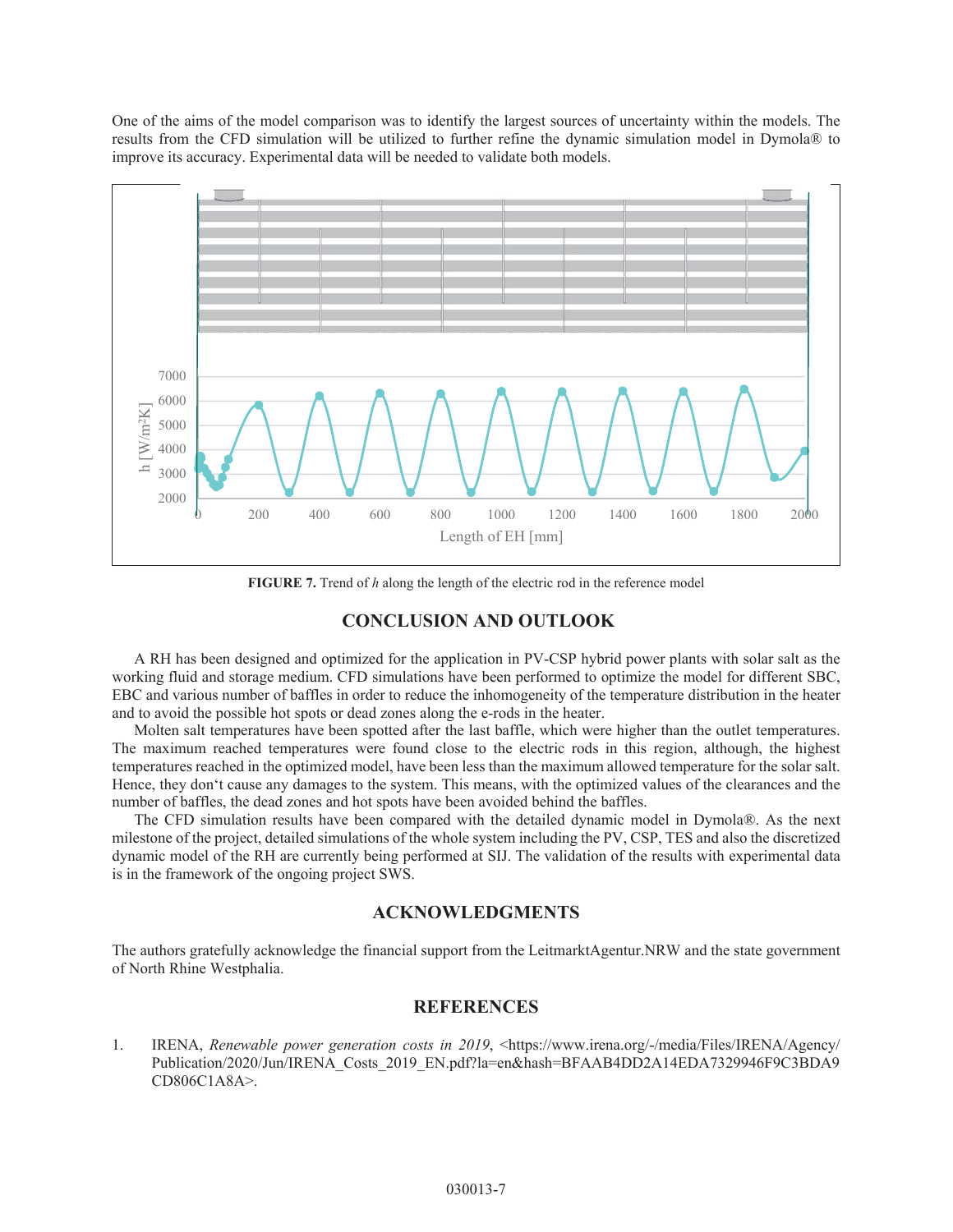One of the aims of the model comparison was to identify the largest sources of uncertainty within the models. The results from the CFD simulation will be utilized to further refine the dynamic simulation model in Dymola® to improve its accuracy. Experimental data will be needed to validate both models.

**FIGURE 7.** Trend of *h* along the length of the electric rod in the reference model

## CONCLUSION AND OUTLOOK

A RH has been designed and optimized for the application in PV-CSP hybrid power plants with solar salt as the working fluid and storage medium. CFD simulations have been performed to optimize the model for different SBC, EBC and various number of baffles in order to reduce the inhomogeneity of the temperature distribution in the heater and to avoid the possible hot spots or dead zones along the e-rods in the heater.

Molten salt temperatures have been spotted after the last baffle, which were higher than the outlet temperatures. The maximum reached temperatures were found close to the electric rods in this region, although, the highest temperatures reached in the optimized model, have been less than the maximum allowed temperature for the solar salt. Hence, they don't cause any damages to the system. This means, with the optimized values of the clearances and the number of baffles, the dead zones and hot spots have been avoided behind the baffles.

The CFD simulation results have been compared with the detailed dynamic model in Dymola®. As the next milestone of the project, detailed simulations of the whole system including the PV, CSP, TES and also the discretized dynamic model of the RH are currently being performed at SIJ. The validation of the results with experimental data is in the framework of the ongoing project SWS.

## ACKNOWLEDGMENTS

The authors gratefully acknowledge the financial support from the LeitmarktAgentur.NRW and the state government of North Rhine Westphalia.

## REFERENCES

1. IRENA, *Renewable power generation costs in 2019*, <https://www.irena.org/-/media/Files/IRENA/Agency/Publication/2020/Jun/IRENA_Costs_2019_EN.pdf?la=en&hash=BFAAB4DD2A14EDA7329946F9C3BDA9CD806C1A8A>.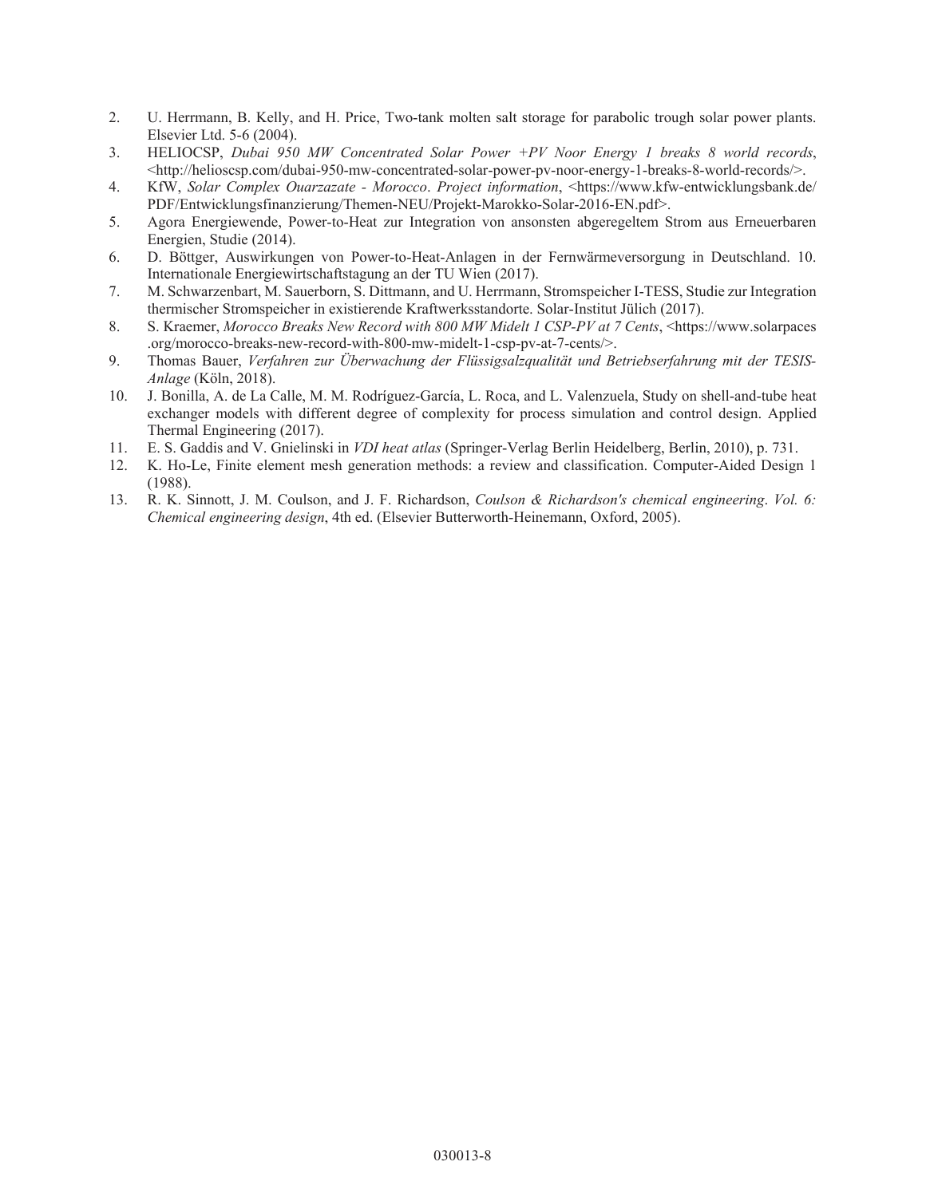2. U. Herrmann, B. Kelly, and H. Price, Two-tank molten salt storage for parabolic trough solar power plants. Elsevier Ltd. 5-6 (2004).
3. HELIOCSP, *Dubai 950 MW Concentrated Solar Power +PV Noor Energy 1 breaks 8 world records*, <http://helioscsp.com/dubai-950-mw-concentrated-solar-power-pv-noor-energy-1-breaks-8-world-records/>.
4. KfW, *Solar Complex Ouarzazate - Morocco*. *Project information*, <https://www.kfw-entwicklungsbank.de/PDF/Entwicklungsfinanzierung/Themen-NEU/Projekt-Marokko-Solar-2016-EN.pdf>.
5. Agora Energiewende, Power-to-Heat zur Integration von ansonsten abgeregeltem Strom aus Erneuerbaren Energien, Studie (2014).
6. D. Böttger, Auswirkungen von Power-to-Heat-Anlagen in der Fernwärmeversorgung in Deutschland. 10. Internationale Energiewirtschaftstagung an der TU Wien (2017).
7. M. Schwarzenbart, M. Sauerborn, S. Dittmann, and U. Herrmann, Stromspeicher I-TESS, Studie zur Integration thermischer Stromspeicher in existierende Kraftwerksstandorte. Solar-Institut Jülich (2017).
8. S. Kraemer, *Morocco Breaks New Record with 800 MW Midelt 1 CSP-PV at 7 Cents*, <https://www.solarpaces.org/morocco-breaks-new-record-with-800-mw-midelt-1-csp-pv-at-7-cents/>.
9. Thomas Bauer, *Verfahren zur Überwachung der Flüssigsalzqualität und Betriebserfahrung mit der TESIS-Anlage* (Köln, 2018).
10. J. Bonilla, A. de La Calle, M. M. Rodríguez-García, L. Roca, and L. Valenzuela, Study on shell-and-tube heat exchanger models with different degree of complexity for process simulation and control design. Applied Thermal Engineering (2017).
11. E. S. Gaddis and V. Gnielinski in *VDI heat atlas* (Springer-Verlag Berlin Heidelberg, Berlin, 2010), p. 731.
12. K. Ho-Le, Finite element mesh generation methods: a review and classification. Computer-Aided Design 1 (1988).
13. R. K. Sinnott, J. M. Coulson, and J. F. Richardson, *Coulson & Richardson's chemical engineering*. *Vol. 6: Chemical engineering design*, 4th ed. (Elsevier Butterworth-Heinemann, Oxford, 2005).